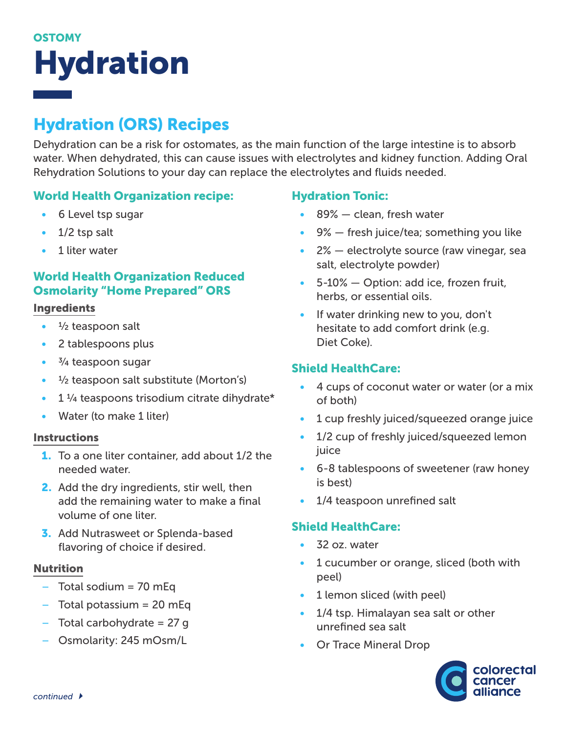OSTOMY

# Hydration

## Hydration (ORS) Recipes

Dehydration can be a risk for ostomates, as the main function of the large intestine is to absorb water. When dehydrated, this can cause issues with electrolytes and kidney function. Adding Oral Rehydration Solutions to your day can replace the electrolytes and fluids needed.

### World Health Organization recipe:

- 6 Level tsp sugar
- 1/2 tsp salt
- 1 liter water

### World Health Organization Reduced Osmolarity "Home Prepared" ORS

**Ingredients**

- ½ teaspoon salt
- 2 tablespoons plus
- ¾ teaspoon sugar
- ½ teaspoon salt substitute (Morton's)
- 1 ¼ teaspoons trisodium citrate dihydrate*
- Water (to make 1 liter)

**Instructions**

1. To a one liter container, add about 1/2 the needed water.
2. Add the dry ingredients, stir well, then add the remaining water to make a final volume of one liter.
3. Add Nutrasweet or Splenda-based flavoring of choice if desired.

**Nutrition**

- Total sodium = 70 mEq
- Total potassium = 20 mEq
- Total carbohydrate = 27 g
- Osmolarity: 245 mOsm/L

### Hydration Tonic:

- 89% — clean, fresh water
- 9% — fresh juice/tea; something you like
- 2% — electrolyte source (raw vinegar, sea salt, electrolyte powder)
- 5-10% — Option: add ice, frozen fruit, herbs, or essential oils.
- If water drinking new to you, don't hesitate to add comfort drink (e.g. Diet Coke).

### Shield HealthCare:

- 4 cups of coconut water or water (or a mix of both)
- 1 cup freshly juiced/squeezed orange juice
- 1/2 cup of freshly juiced/squeezed lemon juice
- 6-8 tablespoons of sweetener (raw honey is best)
- 1/4 teaspoon unrefined salt

### Shield HealthCare:

- 32 oz. water
- 1 cucumber or orange, sliced (both with peel)
- 1 lemon sliced (with peel)
- 1/4 tsp. Himalayan sea salt or other unrefined sea salt
- Or Trace Mineral Drop

colorectal cancer alliance

*continued*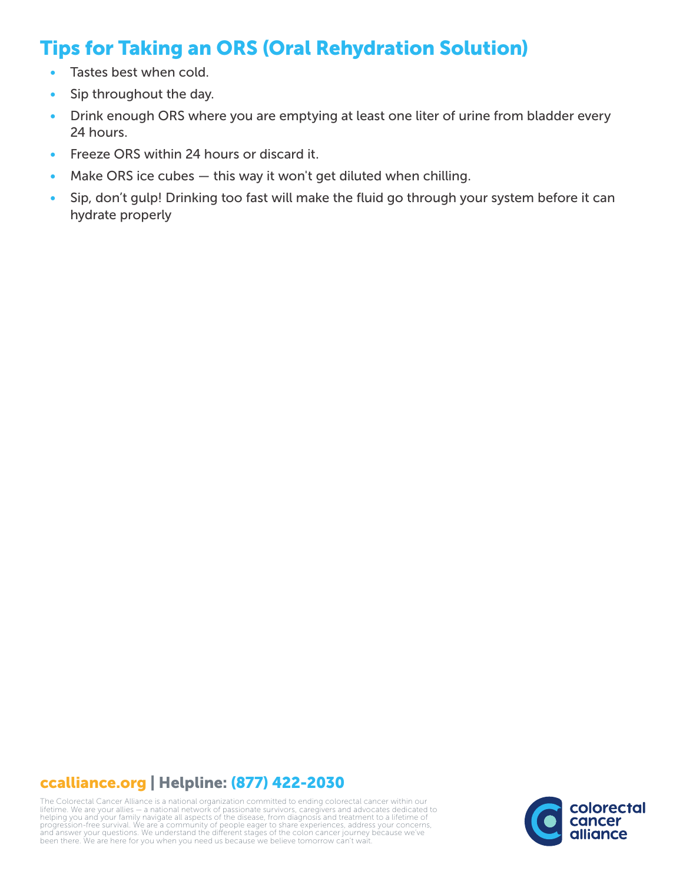## Tips for Taking an ORS (Oral Rehydration Solution)

- Tastes best when cold.
- Sip throughout the day.
- Drink enough ORS where you are emptying at least one liter of urine from bladder every 24 hours.
- Freeze ORS within 24 hours or discard it.
- Make ORS ice cubes — this way it won't get diluted when chilling.
- Sip, don't gulp! Drinking too fast will make the fluid go through your system before it can hydrate properly

**ccalliance.org | Helpline: (877) 422-2030**

The Colorectal Cancer Alliance is a national organization committed to ending colorectal cancer within our lifetime. We are your allies — a national network of passionate survivors, caregivers and advocates dedicated to helping you and your family navigate all aspects of the disease, from diagnosis and treatment to a lifetime of progression-free survival. We are a community of people eager to share experiences, address your concerns, and answer your questions. We understand the different stages of the colon cancer journey because we've been there. We are here for you when you need us because we believe tomorrow can't wait.

colorectal cancer alliance